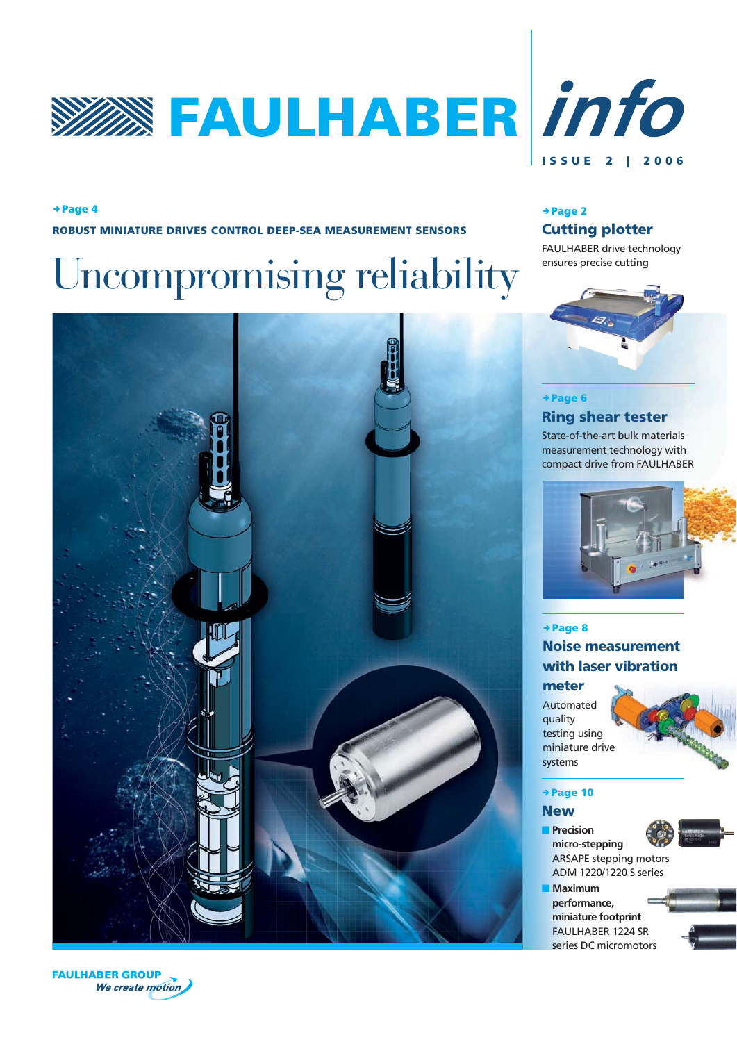# FAULHABER info

ISSUE 2 | 2006

→ Page 4

**ROBUST MINIATURE DRIVES CONTROL DEEP-SEA MEASUREMENT SENSORS**

## Uncompromising reliability

→ Page 2

### Cutting plotter

FAULHABER drive technology ensures precise cutting

→ Page 6

### Ring shear tester

State-of-the-art bulk materials measurement technology with compact drive from FAULHABER

→ Page 8

### Noise measurement with laser vibration meter

Automated quality testing using miniature drive systems

→ Page 10

### New

- **Precision micro-stepping** ARSAPE stepping motors ADM 1220/1220 S series
- **Maximum performance, miniature footprint** FAULHABER 1224 SR series DC micromotors

FAULHABER GROUP
*We create motion*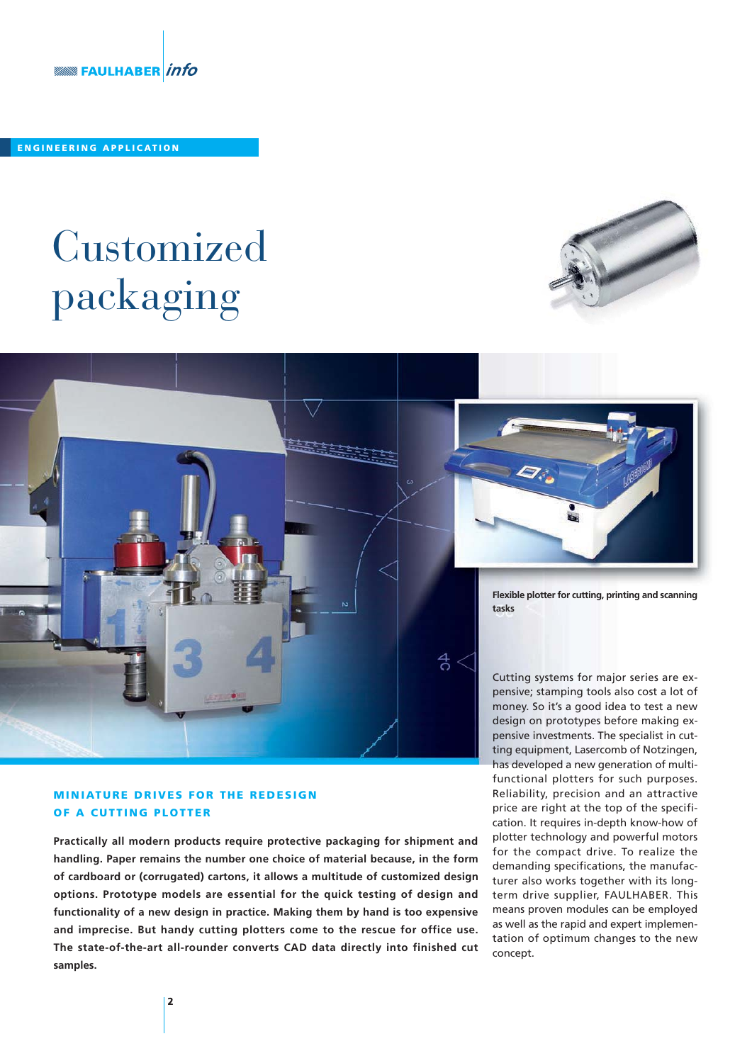ENGINEERING APPLICATION

# Customized packaging

Flexible plotter for cutting, printing and scanning tasks

Cutting systems for major series are expensive; stamping tools also cost a lot of money. So it's a good idea to test a new design on prototypes before making expensive investments. The specialist in cutting equipment, Lasercomb of Notzingen, has developed a new generation of multi-functional plotters for such purposes. Reliability, precision and an attractive price are right at the top of the specification. It requires in-depth know-how of plotter technology and powerful motors for the compact drive. To realize the demanding specifications, the manufacturer also works together with its long-term drive supplier, FAULHABER. This means proven modules can be employed as well as the rapid and expert implementation of optimum changes to the new concept.

## MINIATURE DRIVES FOR THE REDESIGN OF A CUTTING PLOTTER

**Practically all modern products require protective packaging for shipment and handling. Paper remains the number one choice of material because, in the form of cardboard or (corrugated) cartons, it allows a multitude of customized design options. Prototype models are essential for the quick testing of design and functionality of a new design in practice. Making them by hand is too expensive and imprecise. But handy cutting plotters come to the rescue for office use. The state-of-the-art all-rounder converts CAD data directly into finished cut samples.**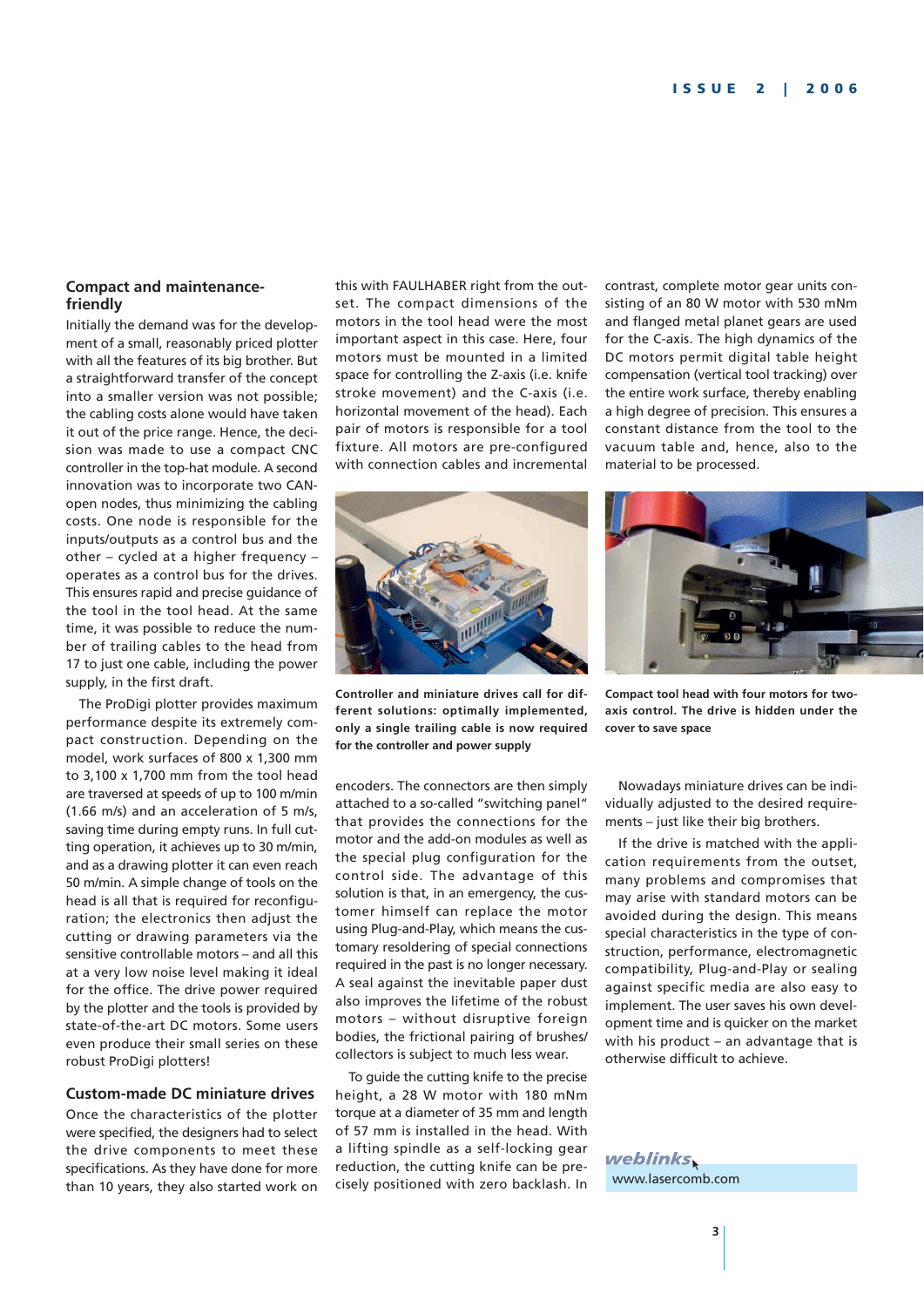## Compact and maintenance-friendly

Initially the demand was for the development of a small, reasonably priced plotter with all the features of its big brother. But a straightforward transfer of the concept into a smaller version was not possible; the cabling costs alone would have taken it out of the price range. Hence, the decision was made to use a compact CNC controller in the top-hat module. A second innovation was to incorporate two CAN-open nodes, thus minimizing the cabling costs. One node is responsible for the inputs/outputs as a control bus and the other – cycled at a higher frequency – operates as a control bus for the drives. This ensures rapid and precise guidance of the tool in the tool head. At the same time, it was possible to reduce the number of trailing cables to the head from 17 to just one cable, including the power supply, in the first draft.

The ProDigi plotter provides maximum performance despite its extremely compact construction. Depending on the model, work surfaces of 800 x 1,300 mm to 3,100 x 1,700 mm from the tool head are traversed at speeds of up to 100 m/min (1.66 m/s) and an acceleration of 5 m/s, saving time during empty runs. In full cutting operation, it achieves up to 30 m/min, and as a drawing plotter it can even reach 50 m/min. A simple change of tools on the head is all that is required for reconfiguration; the electronics then adjust the cutting or drawing parameters via the sensitive controllable motors – and all this at a very low noise level making it ideal for the office. The drive power required by the plotter and the tools is provided by state-of-the-art DC motors. Some users even produce their small series on these robust ProDigi plotters!

## Custom-made DC miniature drives

Once the characteristics of the plotter were specified, the designers had to select the drive components to meet these specifications. As they have done for more than 10 years, they also started work on this with FAULHABER right from the outset. The compact dimensions of the motors in the tool head were the most important aspect in this case. Here, four motors must be mounted in a limited space for controlling the Z-axis (i.e. knife stroke movement) and the C-axis (i.e. horizontal movement of the head). Each pair of motors is responsible for a tool fixture. All motors are pre-configured with connection cables and incremental encoders. The connectors are then simply attached to a so-called "switching panel" that provides the connections for the motor and the add-on modules as well as the special plug configuration for the control side. The advantage of this solution is that, in an emergency, the customer himself can replace the motor using Plug-and-Play, which means the customary resoldering of special connections required in the past is no longer necessary. A seal against the inevitable paper dust also improves the lifetime of the robust motors – without disruptive foreign bodies, the frictional pairing of brushes/collectors is subject to much less wear.

To guide the cutting knife to the precise height, a 28 W motor with 180 mNm torque at a diameter of 35 mm and length of 57 mm is installed in the head. With a lifting spindle as a self-locking gear reduction, the cutting knife can be precisely positioned with zero backlash. In contrast, complete motor gear units consisting of an 80 W motor with 530 mNm and flanged metal planet gears are used for the C-axis. The high dynamics of the DC motors permit digital table height compensation (vertical tool tracking) over the entire work surface, thereby enabling a high degree of precision. This ensures a constant distance from the tool to the vacuum table and, hence, also to the material to be processed.

**Controller and miniature drives call for different solutions: optimally implemented, only a single trailing cable is now required for the controller and power supply**

**Compact tool head with four motors for two-axis control. The drive is hidden under the cover to save space**

Nowadays miniature drives can be individually adjusted to the desired requirements – just like their big brothers.

If the drive is matched with the application requirements from the outset, many problems and compromises that may arise with standard motors can be avoided during the design. This means special characteristics in the type of construction, performance, electromagnetic compatibility, Plug-and-Play or sealing against specific media are also easy to implement. The user saves his own development time and is quicker on the market with his product – an advantage that is otherwise difficult to achieve.

**weblinks**

www.lasercomb.com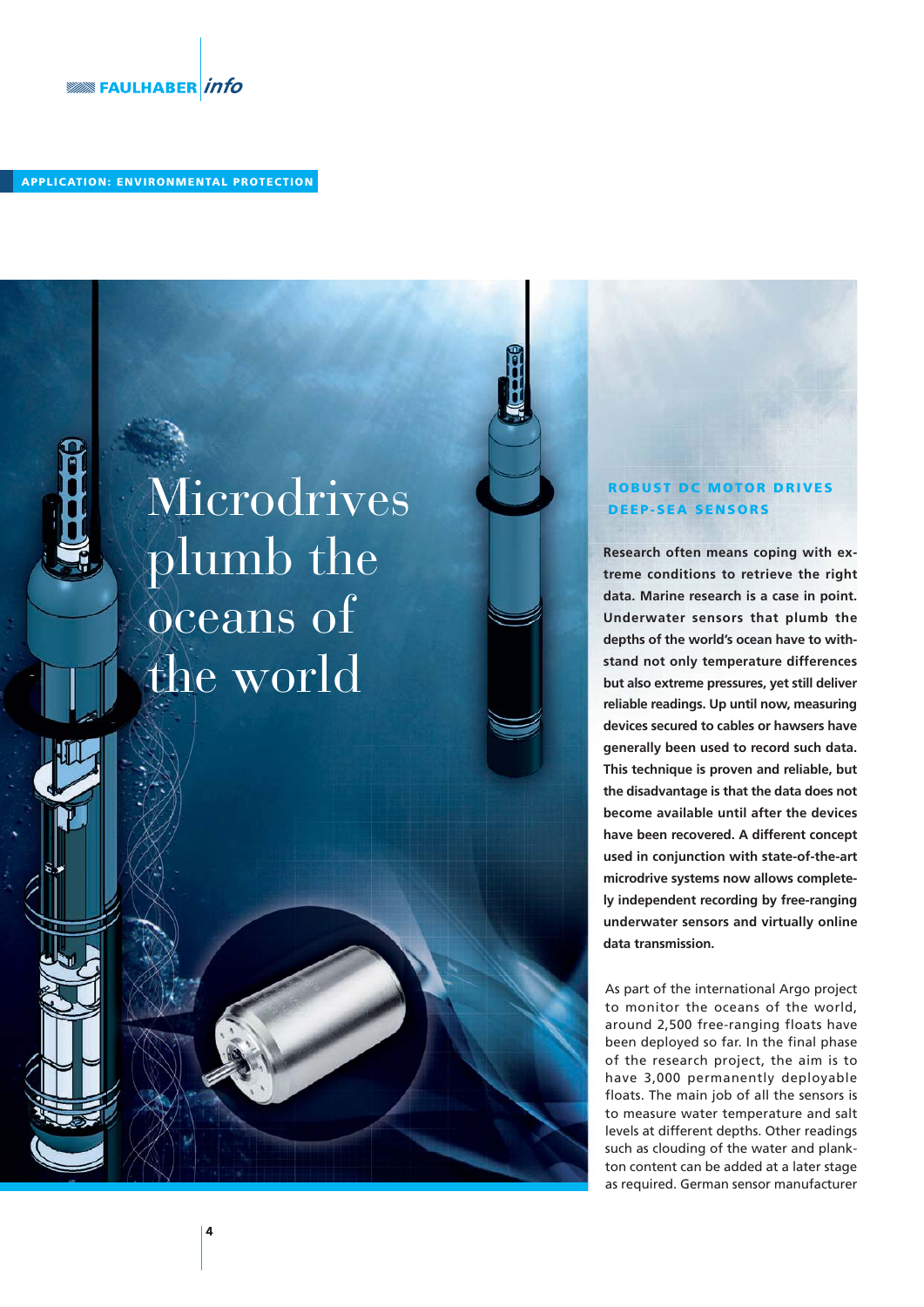APPLICATION: ENVIRONMENTAL PROTECTION

# Microdrives plumb the oceans of the world

## ROBUST DC MOTOR DRIVES DEEP-SEA SENSORS

**Research often means coping with extreme conditions to retrieve the right data. Marine research is a case in point. Underwater sensors that plumb the depths of the world's ocean have to withstand not only temperature differences but also extreme pressures, yet still deliver reliable readings. Up until now, measuring devices secured to cables or hawsers have generally been used to record such data. This technique is proven and reliable, but the disadvantage is that the data does not become available until after the devices have been recovered. A different concept used in conjunction with state-of-the-art microdrive systems now allows completely independent recording by free-ranging underwater sensors and virtually online data transmission.**

As part of the international Argo project to monitor the oceans of the world, around 2,500 free-ranging floats have been deployed so far. In the final phase of the research project, the aim is to have 3,000 permanently deployable floats. The main job of all the sensors is to measure water temperature and salt levels at different depths. Other readings such as clouding of the water and plankton content can be added at a later stage as required. German sensor manufacturer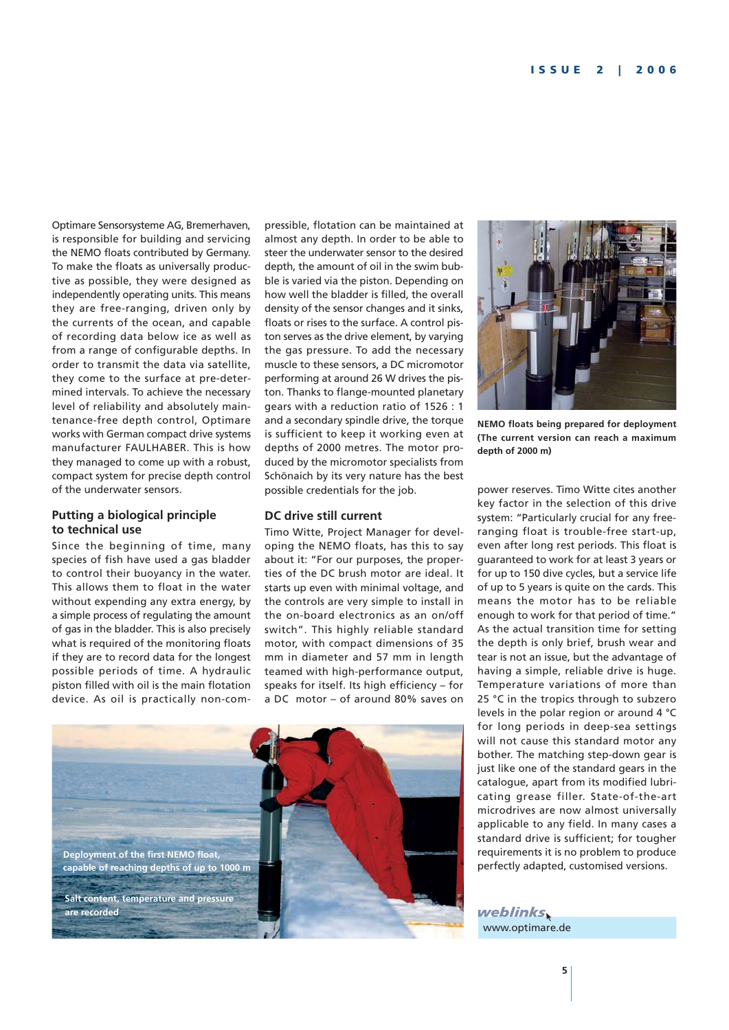Optimare Sensorsysteme AG, Bremerhaven, is responsible for building and servicing the NEMO floats contributed by Germany. To make the floats as universally productive as possible, they were designed as independently operating units. This means they are free-ranging, driven only by the currents of the ocean, and capable of recording data below ice as well as from a range of configurable depths. In order to transmit the data via satellite, they come to the surface at pre-determined intervals. To achieve the necessary level of reliability and absolutely maintenance-free depth control, Optimare works with German compact drive systems manufacturer FAULHABER. This is how they managed to come up with a robust, compact system for precise depth control of the underwater sensors.

## Putting a biological principle to technical use

Since the beginning of time, many species of fish have used a gas bladder to control their buoyancy in the water. This allows them to float in the water without expending any extra energy, by a simple process of regulating the amount of gas in the bladder. This is also precisely what is required of the monitoring floats if they are to record data for the longest possible periods of time. A hydraulic piston filled with oil is the main flotation device. As oil is practically non-compressible, flotation can be maintained at almost any depth. In order to be able to steer the underwater sensor to the desired depth, the amount of oil in the swim bubble is varied via the piston. Depending on how well the bladder is filled, the overall density of the sensor changes and it sinks, floats or rises to the surface. A control piston serves as the drive element, by varying the gas pressure. To add the necessary muscle to these sensors, a DC micromotor performing at around 26 W drives the piston. Thanks to flange-mounted planetary gears with a reduction ratio of 1526 : 1 and a secondary spindle drive, the torque is sufficient to keep it working even at depths of 2000 metres. The motor produced by the micromotor specialists from Schönaich by its very nature has the best possible credentials for the job.

## DC drive still current

Timo Witte, Project Manager for developing the NEMO floats, has this to say about it: "For our purposes, the properties of the DC brush motor are ideal. It starts up even with minimal voltage, and the controls are very simple to install in the on-board electronics as an on/off switch". This highly reliable standard motor, with compact dimensions of 35 mm in diameter and 57 mm in length teamed with high-performance output, speaks for itself. Its high efficiency – for a DC motor – of around 80% saves on power reserves. Timo Witte cites another key factor in the selection of this drive system: "Particularly crucial for any free-ranging float is trouble-free start-up, even after long rest periods. This float is guaranteed to work for at least 3 years or for up to 150 dive cycles, but a service life of up to 5 years is quite on the cards. This means the motor has to be reliable enough to work for that period of time." As the actual transition time for setting the depth is only brief, brush wear and tear is not an issue, but the advantage of having a simple, reliable drive is huge. Temperature variations of more than 25 °C in the tropics through to subzero levels in the polar region or around 4 °C for long periods in deep-sea settings will not cause this standard motor any bother. The matching step-down gear is just like one of the standard gears in the catalogue, apart from its modified lubricating grease filler. State-of-the-art microdrives are now almost universally applicable to any field. In many cases a standard drive is sufficient; for tougher requirements it is no problem to produce perfectly adapted, customised versions.

**NEMO floats being prepared for deployment (The current version can reach a maximum depth of 2000 m)**

**Deployment of the first NEMO float, capable of reaching depths of up to 1000 m**

**Salt content, temperature and pressure are recorded**

*weblinks*

www.optimare.de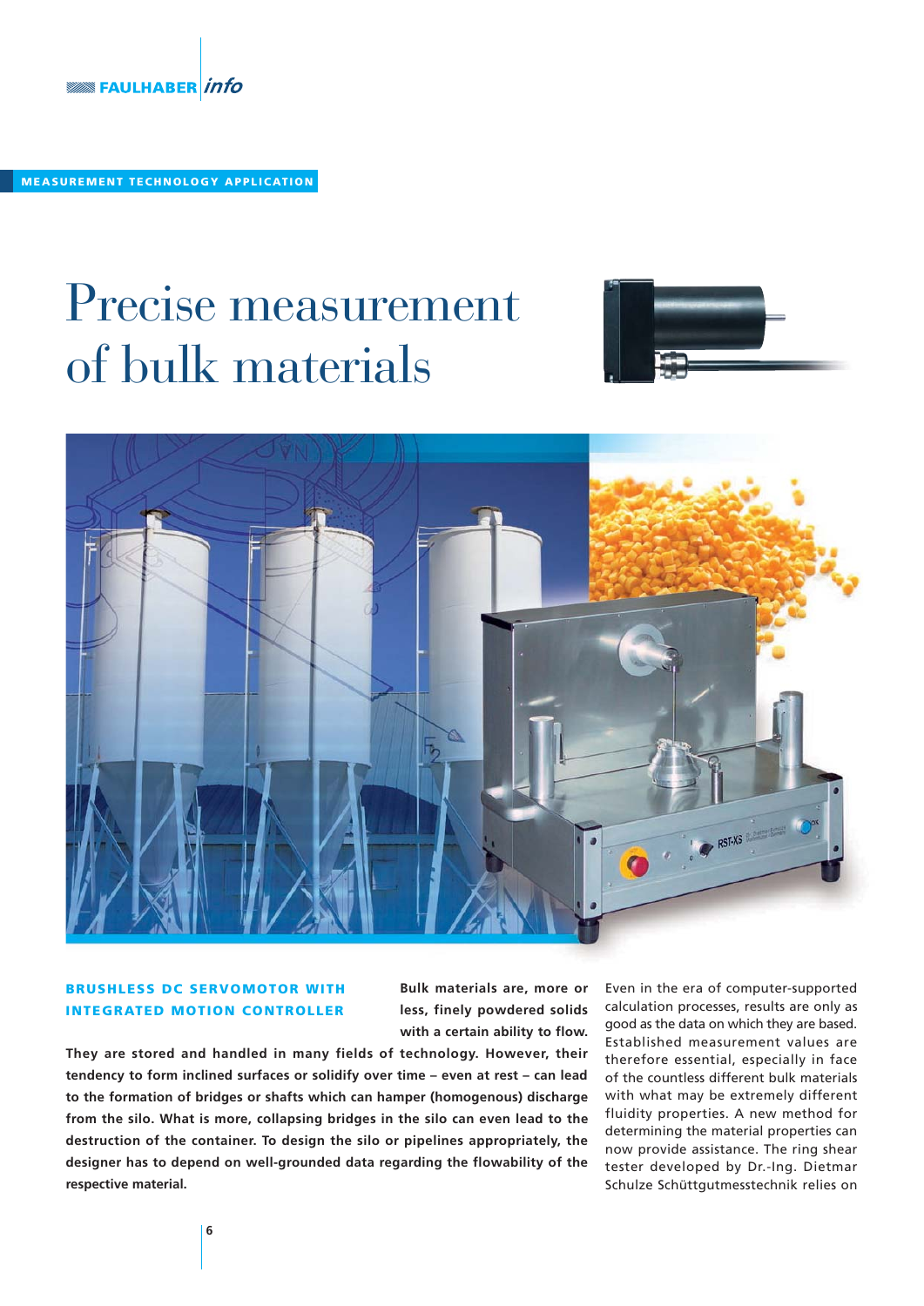MEASUREMENT TECHNOLOGY APPLICATION

# Precise measurement of bulk materials

**BRUSHLESS DC SERVOMOTOR WITH INTEGRATED MOTION CONTROLLER**

**Bulk materials are, more or less, finely powdered solids with a certain ability to flow. They are stored and handled in many fields of technology. However, their tendency to form inclined surfaces or solidify over time – even at rest – can lead to the formation of bridges or shafts which can hamper (homogenous) discharge from the silo. What is more, collapsing bridges in the silo can even lead to the destruction of the container. To design the silo or pipelines appropriately, the designer has to depend on well-grounded data regarding the flowability of the respective material.**

Even in the era of computer-supported calculation processes, results are only as good as the data on which they are based. Established measurement values are therefore essential, especially in face of the countless different bulk materials with what may be extremely different fluidity properties. A new method for determining the material properties can now provide assistance. The ring shear tester developed by Dr.-Ing. Dietmar Schulze Schüttgutmesstechnik relies on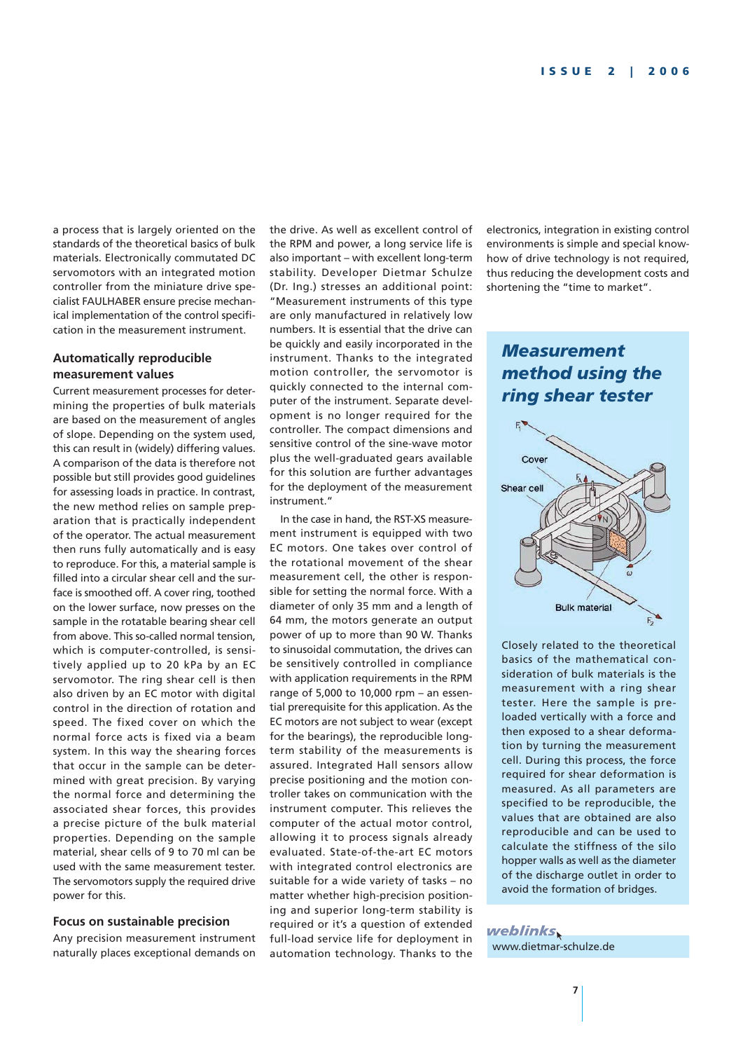a process that is largely oriented on the standards of the theoretical basics of bulk materials. Electronically commutated DC servomotors with an integrated motion controller from the miniature drive specialist FAULHABER ensure precise mechanical implementation of the control specification in the measurement instrument.

## Automatically reproducible measurement values

Current measurement processes for determining the properties of bulk materials are based on the measurement of angles of slope. Depending on the system used, this can result in (widely) differing values. A comparison of the data is therefore not possible but still provides good guidelines for assessing loads in practice. In contrast, the new method relies on sample preparation that is practically independent of the operator. The actual measurement then runs fully automatically and is easy to reproduce. For this, a material sample is filled into a circular shear cell and the surface is smoothed off. A cover ring, toothed on the lower surface, now presses on the sample in the rotatable bearing shear cell from above. This so-called normal tension, which is computer-controlled, is sensitively applied up to 20 kPa by an EC servomotor. The ring shear cell is then also driven by an EC motor with digital control in the direction of rotation and speed. The fixed cover on which the normal force acts is fixed via a beam system. In this way the shearing forces that occur in the sample can be determined with great precision. By varying the normal force and determining the associated shear forces, this provides a precise picture of the bulk material properties. Depending on the sample material, shear cells of 9 to 70 ml can be used with the same measurement tester. The servomotors supply the required drive power for this.

## Focus on sustainable precision

Any precision measurement instrument naturally places exceptional demands on the drive. As well as excellent control of the RPM and power, a long service life is also important – with excellent long-term stability. Developer Dietmar Schulze (Dr. Ing.) stresses an additional point: "Measurement instruments of this type are only manufactured in relatively low numbers. It is essential that the drive can be quickly and easily incorporated in the instrument. Thanks to the integrated motion controller, the servomotor is quickly connected to the internal computer of the instrument. Separate development is no longer required for the controller. The compact dimensions and sensitive control of the sine-wave motor plus the well-graduated gears available for this solution are further advantages for the deployment of the measurement instrument."

In the case in hand, the RST-XS measurement instrument is equipped with two EC motors. One takes over control of the rotational movement of the shear measurement cell, the other is responsible for setting the normal force. With a diameter of only 35 mm and a length of 64 mm, the motors generate an output power of up to more than 90 W. Thanks to sinusoidal commutation, the drives can be sensitively controlled in compliance with application requirements in the RPM range of 5,000 to 10,000 rpm – an essential prerequisite for this application. As the EC motors are not subject to wear (except for the bearings), the reproducible long-term stability of the measurements is assured. Integrated Hall sensors allow precise positioning and the motion controller takes on communication with the instrument computer. This relieves the computer of the actual motor control, allowing it to process signals already evaluated. State-of-the-art EC motors with integrated control electronics are suitable for a wide variety of tasks – no matter whether high-precision positioning and superior long-term stability is required or it's a question of extended full-load service life for deployment in automation technology. Thanks to the electronics, integration in existing control environments is simple and special know-how of drive technology is not required, thus reducing the development costs and shortening the "time to market".

## *Measurement method using the ring shear tester*

$F_1$

Cover

Shear cell

$F_N$

N

$\omega$

Bulk material

$F_2$

Closely related to the theoretical basics of the mathematical consideration of bulk materials is the measurement with a ring shear tester. Here the sample is preloaded vertically with a force and then exposed to a shear deformation by turning the measurement cell. During this process, the force required for shear deformation is measured. As all parameters are specified to be reproducible, the values that are obtained are also reproducible and can be used to calculate the stiffness of the silo hopper walls as well as the diameter of the discharge outlet in order to avoid the formation of bridges.

*weblinks*

www.dietmar-schulze.de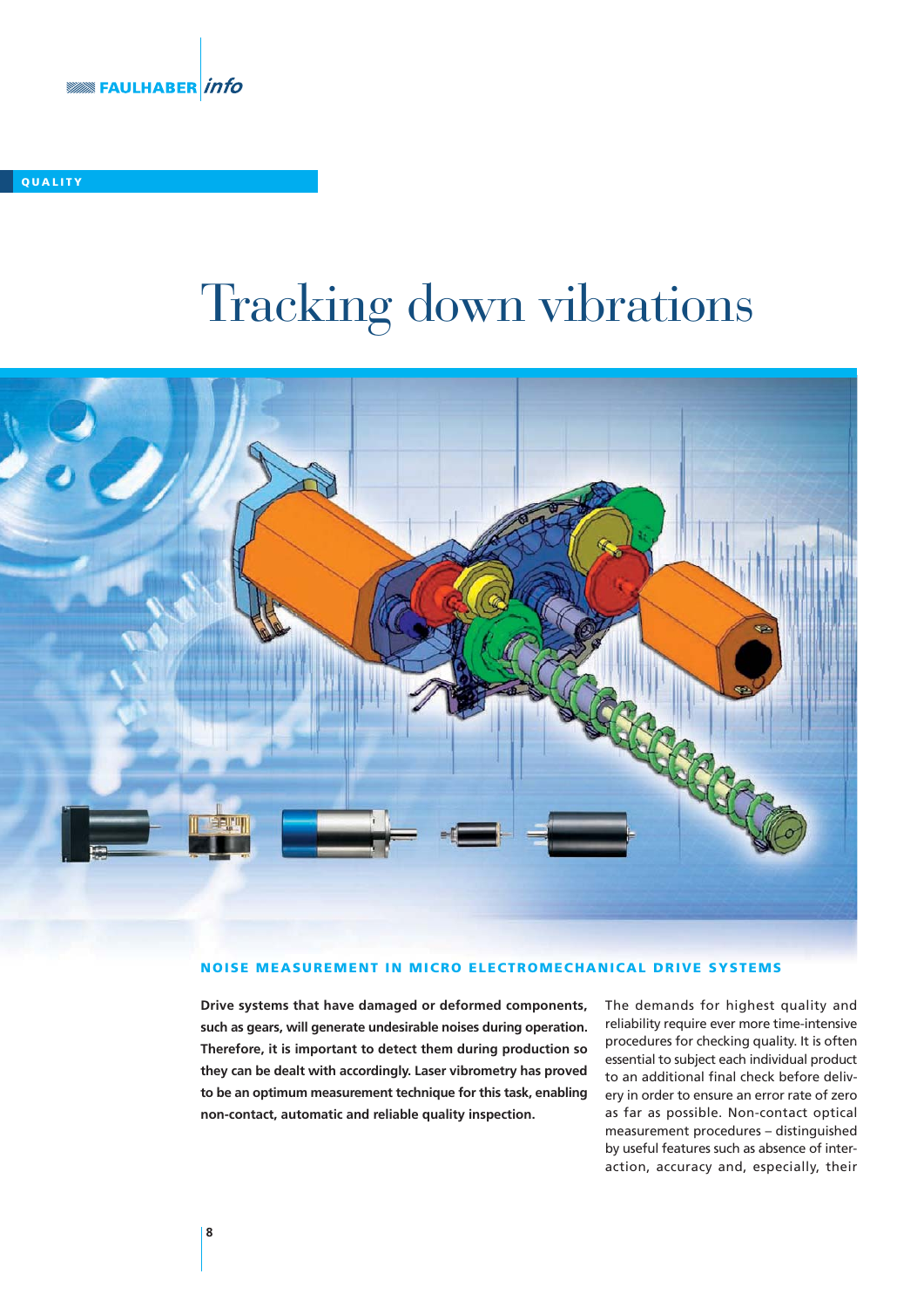QUALITY

# Tracking down vibrations

## NOISE MEASUREMENT IN MICRO ELECTROMECHANICAL DRIVE SYSTEMS

**Drive systems that have damaged or deformed components, such as gears, will generate undesirable noises during operation. Therefore, it is important to detect them during production so they can be dealt with accordingly. Laser vibrometry has proved to be an optimum measurement technique for this task, enabling non-contact, automatic and reliable quality inspection.**

The demands for highest quality and reliability require ever more time-intensive procedures for checking quality. It is often essential to subject each individual product to an additional final check before delivery in order to ensure an error rate of zero as far as possible. Non-contact optical measurement procedures – distinguished by useful features such as absence of interaction, accuracy and, especially, their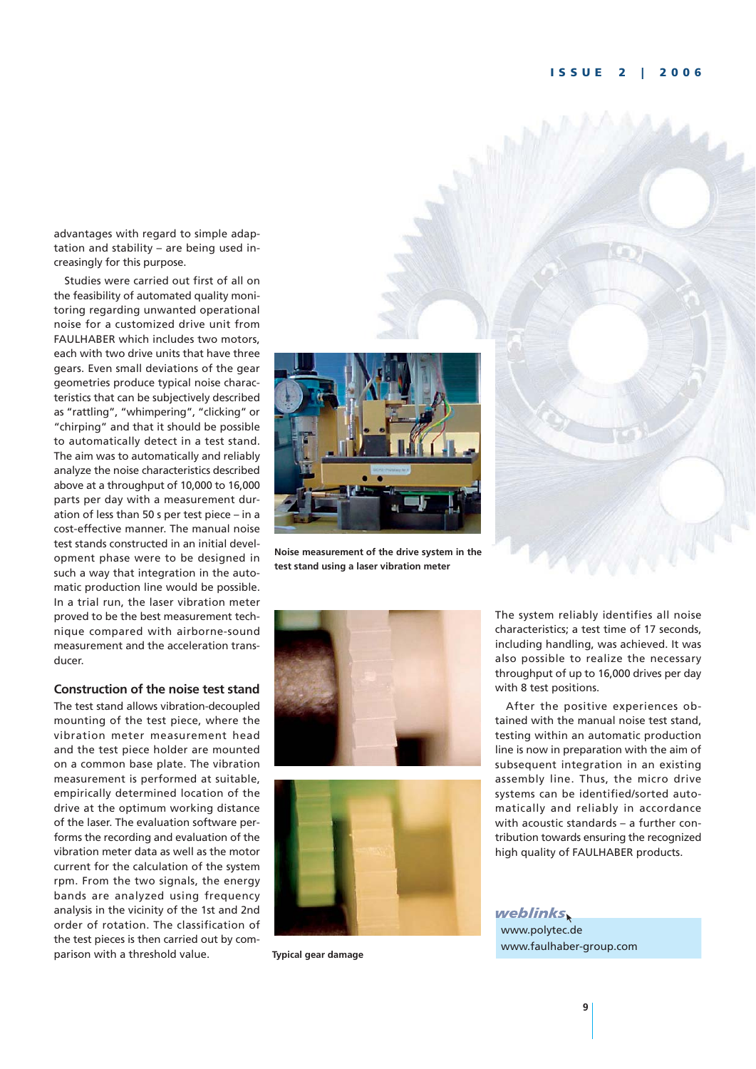advantages with regard to simple adaptation and stability – are being used increasingly for this purpose.

Studies were carried out first of all on the feasibility of automated quality monitoring regarding unwanted operational noise for a customized drive unit from FAULHABER which includes two motors, each with two drive units that have three gears. Even small deviations of the gear geometries produce typical noise characteristics that can be subjectively described as "rattling", "whimpering", "clicking" or "chirping" and that it should be possible to automatically detect in a test stand. The aim was to automatically and reliably analyze the noise characteristics described above at a throughput of 10,000 to 16,000 parts per day with a measurement duration of less than 50 s per test piece – in a cost-effective manner. The manual noise test stands constructed in an initial development phase were to be designed in such a way that integration in the automatic production line would be possible. In a trial run, the laser vibration meter proved to be the best measurement technique compared with airborne-sound measurement and the acceleration transducer.

### Construction of the noise test stand

The test stand allows vibration-decoupled mounting of the test piece, where the vibration meter measurement head and the test piece holder are mounted on a common base plate. The vibration measurement is performed at suitable, empirically determined location of the drive at the optimum working distance of the laser. The evaluation software performs the recording and evaluation of the vibration meter data as well as the motor current for the calculation of the system rpm. From the two signals, the energy bands are analyzed using frequency analysis in the vicinity of the 1st and 2nd order of rotation. The classification of the test pieces is then carried out by comparison with a threshold value.

**Noise measurement of the drive system in the test stand using a laser vibration meter**

**Typical gear damage**

The system reliably identifies all noise characteristics; a test time of 17 seconds, including handling, was achieved. It was also possible to realize the necessary throughput of up to 16,000 drives per day with 8 test positions.

After the positive experiences obtained with the manual noise test stand, testing within an automatic production line is now in preparation with the aim of subsequent integration in an existing assembly line. Thus, the micro drive systems can be identified/sorted automatically and reliably in accordance with acoustic standards – a further contribution towards ensuring the recognized high quality of FAULHABER products.

*weblinks*

www.polytec.de
www.faulhaber-group.com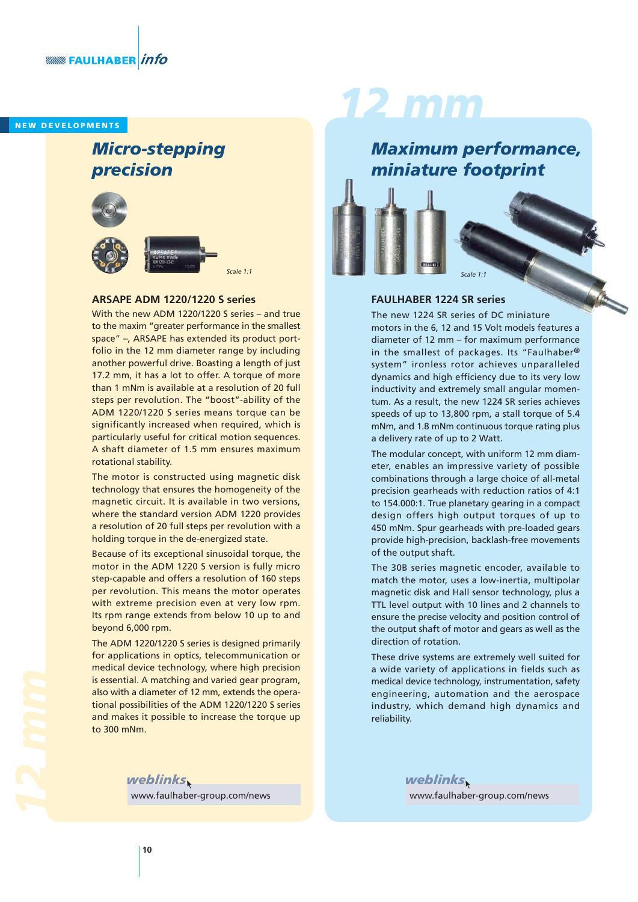NEW DEVELOPMENTS

## Micro-stepping precision

Scale 1:1

### ARSAPE ADM 1220/1220 S series

With the new ADM 1220/1220 S series – and true to the maxim "greater performance in the smallest space" –, ARSAPE has extended its product portfolio in the 12 mm diameter range by including another powerful drive. Boasting a length of just 17.2 mm, it has a lot to offer. A torque of more than 1 mNm is available at a resolution of 20 full steps per revolution. The "boost"-ability of the ADM 1220/1220 S series means torque can be significantly increased when required, which is particularly useful for critical motion sequences. A shaft diameter of 1.5 mm ensures maximum rotational stability.

The motor is constructed using magnetic disk technology that ensures the homogeneity of the magnetic circuit. It is available in two versions, where the standard version ADM 1220 provides a resolution of 20 full steps per revolution with a holding torque in the de-energized state.

Because of its exceptional sinusoidal torque, the motor in the ADM 1220 S version is fully micro step-capable and offers a resolution of 160 steps per revolution. This means the motor operates with extreme precision even at very low rpm. Its rpm range extends from below 10 up to and beyond 6,000 rpm.

The ADM 1220/1220 S series is designed primarily for applications in optics, telecommunication or medical device technology, where high precision is essential. A matching and varied gear program, also with a diameter of 12 mm, extends the operational possibilities of the ADM 1220/1220 S series and makes it possible to increase the torque up to 300 mNm.

**weblinks**
www.faulhaber-group.com/news

## 12 mm

## Maximum performance, miniature footprint

Scale 1:1

### FAULHABER 1224 SR series

The new 1224 SR series of DC miniature motors in the 6, 12 and 15 Volt models features a diameter of 12 mm – for maximum performance in the smallest of packages. Its "Faulhaber® system" ironless rotor achieves unparalleled dynamics and high efficiency due to its very low inductivity and extremely small angular momentum. As a result, the new 1224 SR series achieves speeds of up to 13,800 rpm, a stall torque of 5.4 mNm, and 1.8 mNm continuous torque rating plus a delivery rate of up to 2 Watt.

The modular concept, with uniform 12 mm diameter, enables an impressive variety of possible combinations through a large choice of all-metal precision gearheads with reduction ratios of 4:1 to 154.000:1. True planetary gearing in a compact design offers high output torques of up to 450 mNm. Spur gearheads with pre-loaded gears provide high-precision, backlash-free movements of the output shaft.

The 30B series magnetic encoder, available to match the motor, uses a low-inertia, multipolar magnetic disk and Hall sensor technology, plus a TTL level output with 10 lines and 2 channels to ensure the precise velocity and position control of the output shaft of motor and gears as well as the direction of rotation.

These drive systems are extremely well suited for a wide variety of applications in fields such as medical device technology, instrumentation, safety engineering, automation and the aerospace industry, which demand high dynamics and reliability.

**weblinks**
www.faulhaber-group.com/news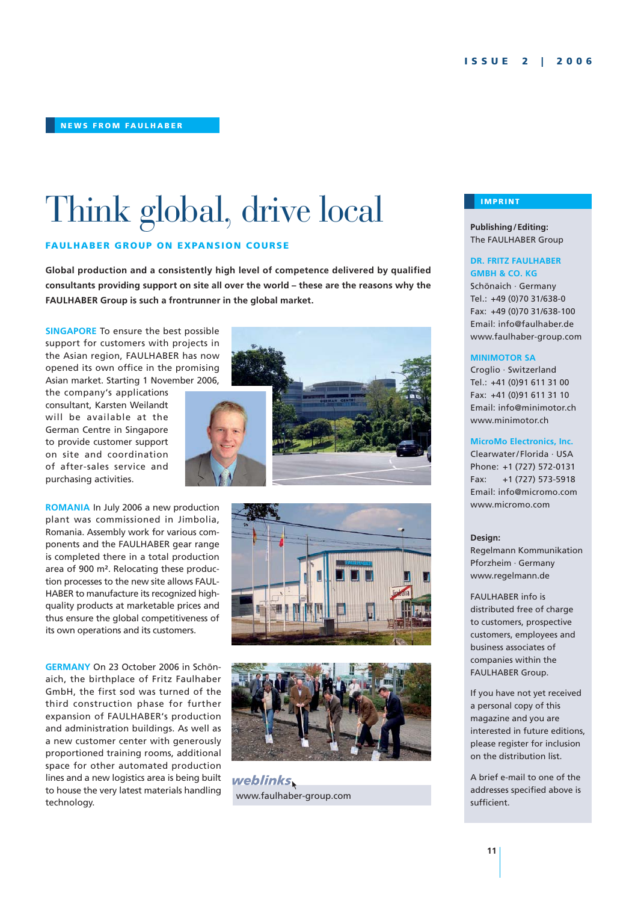NEWS FROM FAULHABER

# Think global, drive local

## FAULHABER GROUP ON EXPANSION COURSE

**Global production and a consistently high level of competence delivered by qualified consultants providing support on site all over the world – these are the reasons why the FAULHABER Group is such a frontrunner in the global market.**

**SINGAPORE** To ensure the best possible support for customers with projects in the Asian region, FAULHABER has now opened its own office in the promising Asian market. Starting 1 November 2006, the company's applications consultant, Karsten Weilandt will be available at the German Centre in Singapore to provide customer support on site and coordination of after-sales service and purchasing activities.

**ROMANIA** In July 2006 a new production plant was commissioned in Jimbolia, Romania. Assembly work for various components and the FAULHABER gear range is completed there in a total production area of 900 m². Relocating these production processes to the new site allows FAULHABER to manufacture its recognized high-quality products at marketable prices and thus ensure the global competitiveness of its own operations and its customers.

**GERMANY** On 23 October 2006 in Schönaich, the birthplace of Fritz Faulhaber GmbH, the first sod was turned of the third construction phase for further expansion of FAULHABER's production and administration buildings. As well as a new customer center with generously proportioned training rooms, additional space for other automated production lines and a new logistics area is being built to house the very latest materials handling technology.

*weblinks*
www.faulhaber-group.com

## IMPRINT

**Publishing / Editing:**
The FAULHABER Group

**DR. FRITZ FAULHABER GMBH & CO. KG**
Schönaich · Germany
Tel.: +49 (0)70 31/638-0
Fax: +49 (0)70 31/638-100
Email: info@faulhaber.de
www.faulhaber-group.com

**MINIMOTOR SA**
Croglio · Switzerland
Tel.: +41 (0)91 611 31 00
Fax: +41 (0)91 611 31 10
Email: info@minimotor.ch
www.minimotor.ch

**MicroMo Electronics, Inc.**
Clearwater/Florida · USA
Phone: +1 (727) 572-0131
Fax: +1 (727) 573-5918
Email: info@micromo.com
www.micromo.com

**Design:**
Regelmann Kommunikation
Pforzheim · Germany
www.regelmann.de

FAULHABER info is distributed free of charge to customers, prospective customers, employees and business associates of companies within the FAULHABER Group.

If you have not yet received a personal copy of this magazine and you are interested in future editions, please register for inclusion on the distribution list.

A brief e-mail to one of the addresses specified above is sufficient.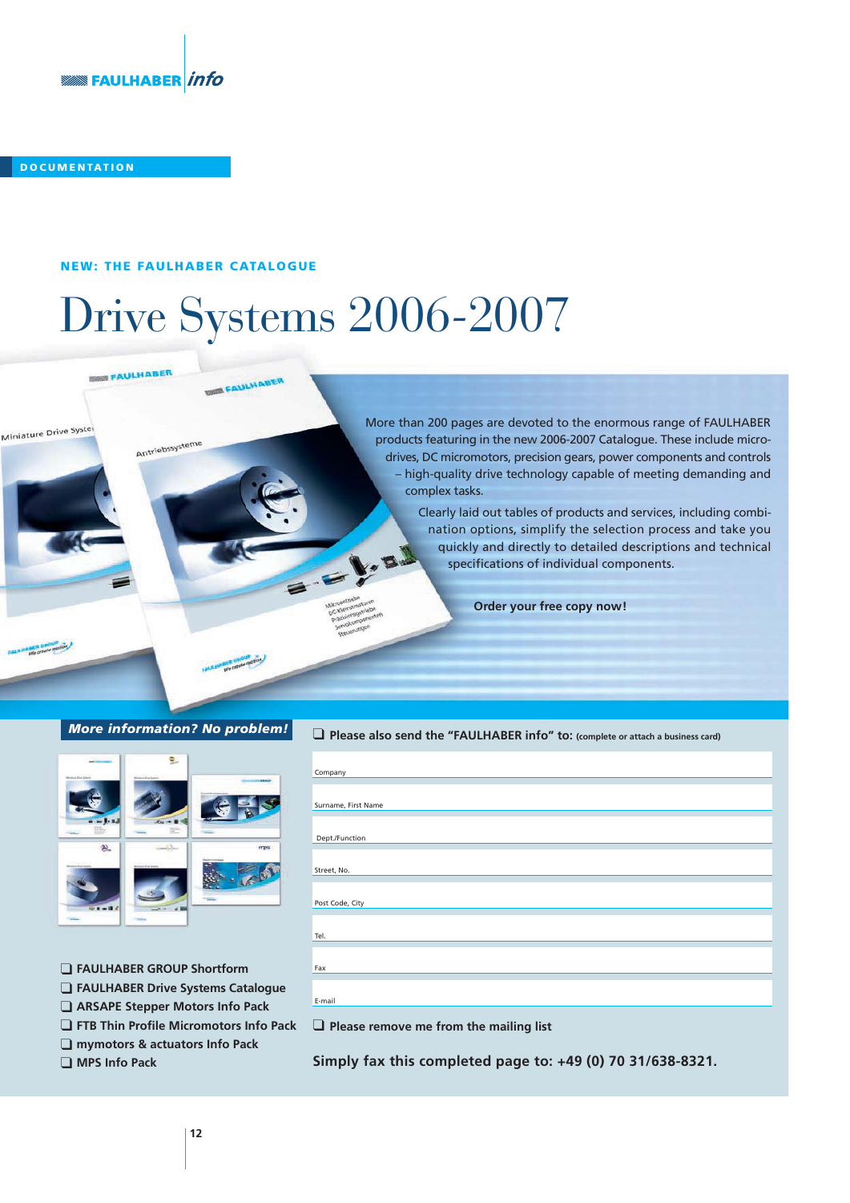FAULHABER *info*

DOCUMENTATION

NEW: THE FAULHABER CATALOGUE

# Drive Systems 2006-2007

More than 200 pages are devoted to the enormous range of FAULHABER products featuring in the new 2006-2007 Catalogue. These include micro-drives, DC micromotors, precision gears, power components and controls – high-quality drive technology capable of meeting demanding and complex tasks.

Clearly laid out tables of products and services, including combination options, simplify the selection process and take you quickly and directly to detailed descriptions and technical specifications of individual components.

**Order your free copy now!**

***More information? No problem!***

- ❑ FAULHABER GROUP Shortform
- ❑ FAULHABER Drive Systems Catalogue
- ❑ ARSAPE Stepper Motors Info Pack
- ❑ FTB Thin Profile Micromotors Info Pack
- ❑ mymotors & actuators Info Pack
- ❑ MPS Info Pack

❑ **Please also send the "FAULHABER info" to:** (complete or attach a business card)

Company

Surname, First Name

Dept./Function

Street, No.

Post Code, City

Tel.

Fax

E-mail

❑ **Please remove me from the mailing list**

**Simply fax this completed page to: +49 (0) 70 31/638-8321.**